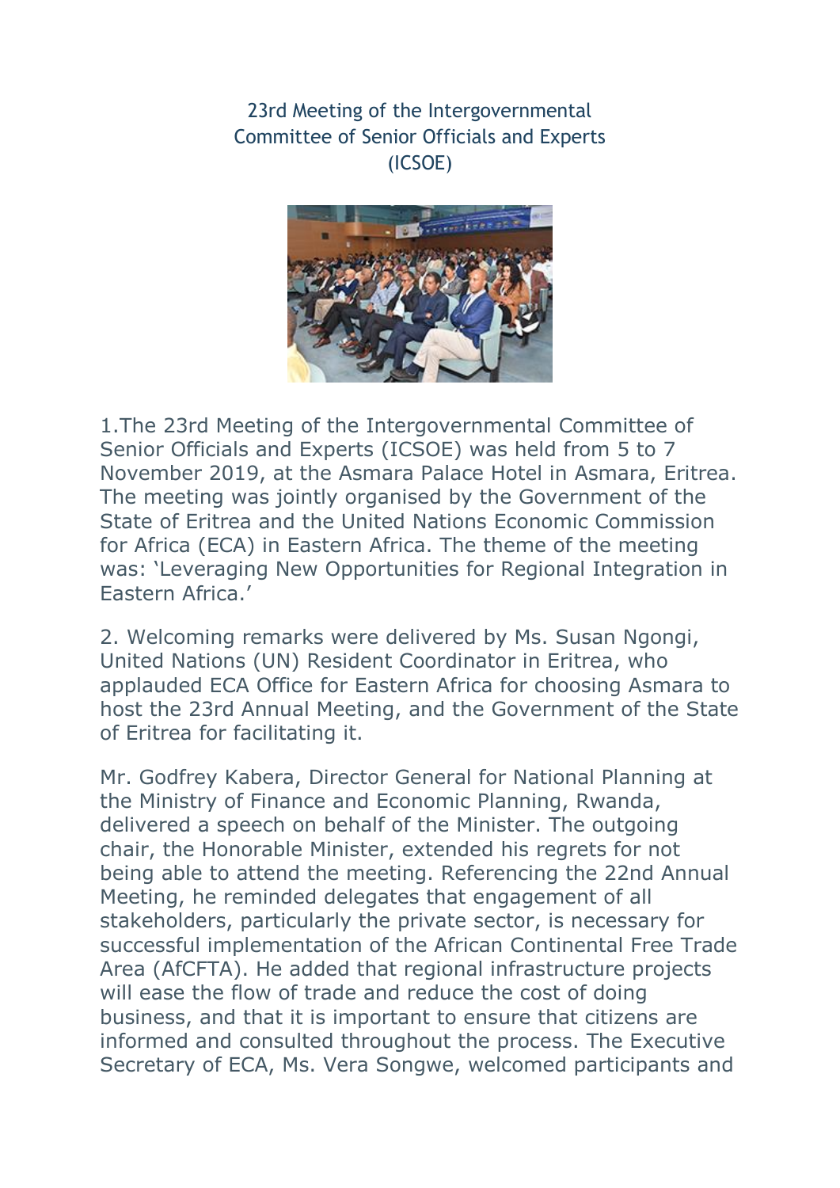# 23rd Meeting of the Intergovernmental Committee of Senior Officials and Experts (ICSOE)

1.The 23rd Meeting of the Intergovernmental Committee of Senior Officials and Experts (ICSOE) was held from 5 to 7 November 2019, at the Asmara Palace Hotel in Asmara, Eritrea. The meeting was jointly organised by the Government of the State of Eritrea and the United Nations Economic Commission for Africa (ECA) in Eastern Africa. The theme of the meeting was: 'Leveraging New Opportunities for Regional Integration in Eastern Africa.'

2. Welcoming remarks were delivered by Ms. Susan Ngongi, United Nations (UN) Resident Coordinator in Eritrea, who applauded ECA Office for Eastern Africa for choosing Asmara to host the 23rd Annual Meeting, and the Government of the State of Eritrea for facilitating it.

Mr. Godfrey Kabera, Director General for National Planning at the Ministry of Finance and Economic Planning, Rwanda, delivered a speech on behalf of the Minister. The outgoing chair, the Honorable Minister, extended his regrets for not being able to attend the meeting. Referencing the 22nd Annual Meeting, he reminded delegates that engagement of all stakeholders, particularly the private sector, is necessary for successful implementation of the African Continental Free Trade Area (AfCFTA). He added that regional infrastructure projects will ease the flow of trade and reduce the cost of doing business, and that it is important to ensure that citizens are informed and consulted throughout the process. The Executive Secretary of ECA, Ms. Vera Songwe, welcomed participants and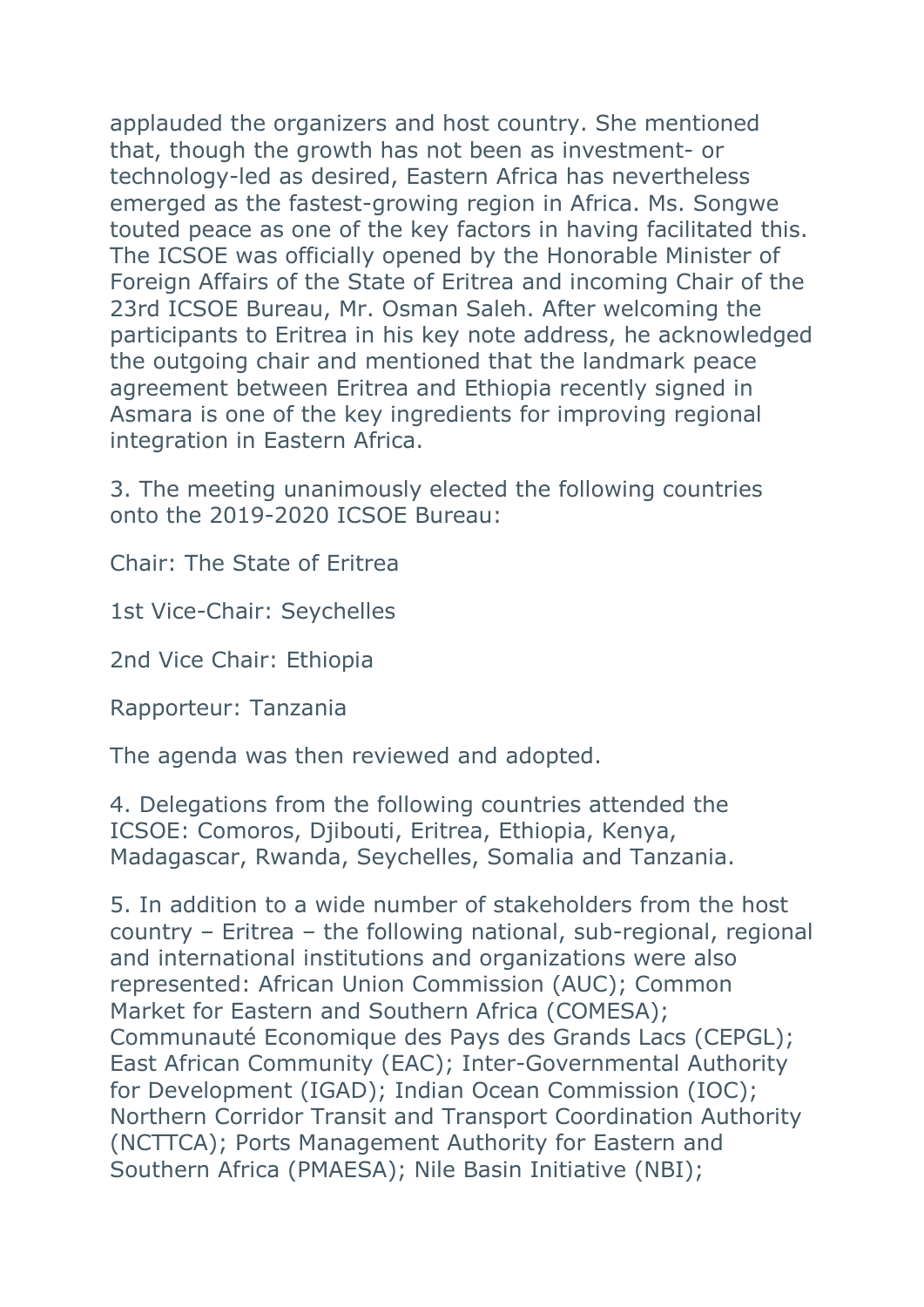applauded the organizers and host country. She mentioned that, though the growth has not been as investment- or technology-led as desired, Eastern Africa has nevertheless emerged as the fastest-growing region in Africa. Ms. Songwe touted peace as one of the key factors in having facilitated this. The ICSOE was officially opened by the Honorable Minister of Foreign Affairs of the State of Eritrea and incoming Chair of the 23rd ICSOE Bureau, Mr. Osman Saleh. After welcoming the participants to Eritrea in his key note address, he acknowledged the outgoing chair and mentioned that the landmark peace agreement between Eritrea and Ethiopia recently signed in Asmara is one of the key ingredients for improving regional integration in Eastern Africa.

3. The meeting unanimously elected the following countries onto the 2019-2020 ICSOE Bureau:

Chair: The State of Eritrea

1st Vice-Chair: Seychelles

2nd Vice Chair: Ethiopia

Rapporteur: Tanzania

The agenda was then reviewed and adopted.

4. Delegations from the following countries attended the ICSOE: Comoros, Djibouti, Eritrea, Ethiopia, Kenya, Madagascar, Rwanda, Seychelles, Somalia and Tanzania.

5. In addition to a wide number of stakeholders from the host country – Eritrea – the following national, sub-regional, regional and international institutions and organizations were also represented: African Union Commission (AUC); Common Market for Eastern and Southern Africa (COMESA); Communauté Economique des Pays des Grands Lacs (CEPGL); East African Community (EAC); Inter-Governmental Authority for Development (IGAD); Indian Ocean Commission (IOC); Northern Corridor Transit and Transport Coordination Authority (NCTTCA); Ports Management Authority for Eastern and Southern Africa (PMAESA); Nile Basin Initiative (NBI);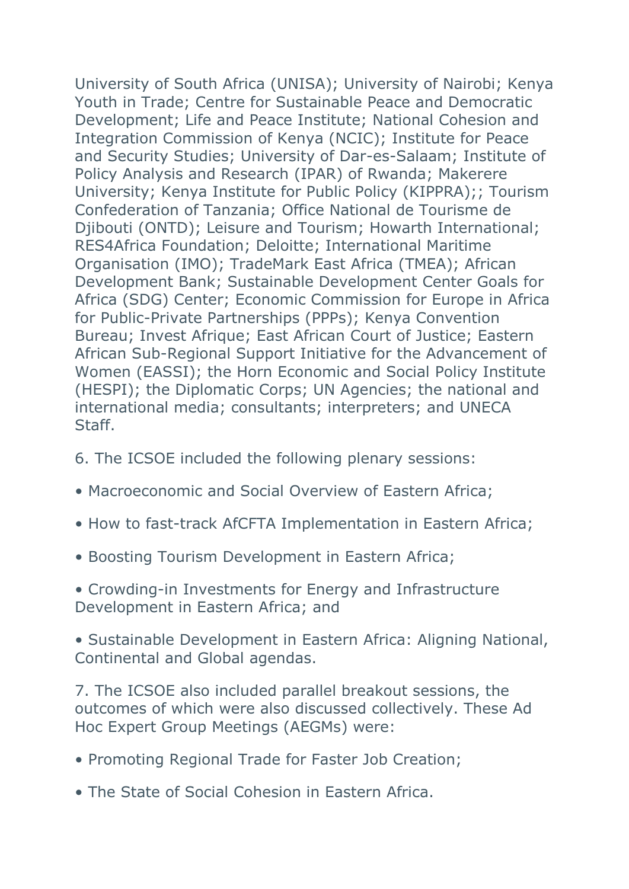University of South Africa (UNISA); University of Nairobi; Kenya Youth in Trade; Centre for Sustainable Peace and Democratic Development; Life and Peace Institute; National Cohesion and Integration Commission of Kenya (NCIC); Institute for Peace and Security Studies; University of Dar-es-Salaam; Institute of Policy Analysis and Research (IPAR) of Rwanda; Makerere University; Kenya Institute for Public Policy (KIPPRA);; Tourism Confederation of Tanzania; Office National de Tourisme de Djibouti (ONTD); Leisure and Tourism; Howarth International; RES4Africa Foundation; Deloitte; International Maritime Organisation (IMO); TradeMark East Africa (TMEA); African Development Bank; Sustainable Development Center Goals for Africa (SDG) Center; Economic Commission for Europe in Africa for Public-Private Partnerships (PPPs); Kenya Convention Bureau; Invest Afrique; East African Court of Justice; Eastern African Sub-Regional Support Initiative for the Advancement of Women (EASSI); the Horn Economic and Social Policy Institute (HESPI); the Diplomatic Corps; UN Agencies; the national and international media; consultants; interpreters; and UNECA Staff.

6. The ICSOE included the following plenary sessions:

- Macroeconomic and Social Overview of Eastern Africa;
- How to fast-track AfCFTA Implementation in Eastern Africa;
- Boosting Tourism Development in Eastern Africa;
- Crowding-in Investments for Energy and Infrastructure Development in Eastern Africa; and
- Sustainable Development in Eastern Africa: Aligning National, Continental and Global agendas.

7. The ICSOE also included parallel breakout sessions, the outcomes of which were also discussed collectively. These Ad Hoc Expert Group Meetings (AEGMs) were:

- Promoting Regional Trade for Faster Job Creation;
- The State of Social Cohesion in Eastern Africa.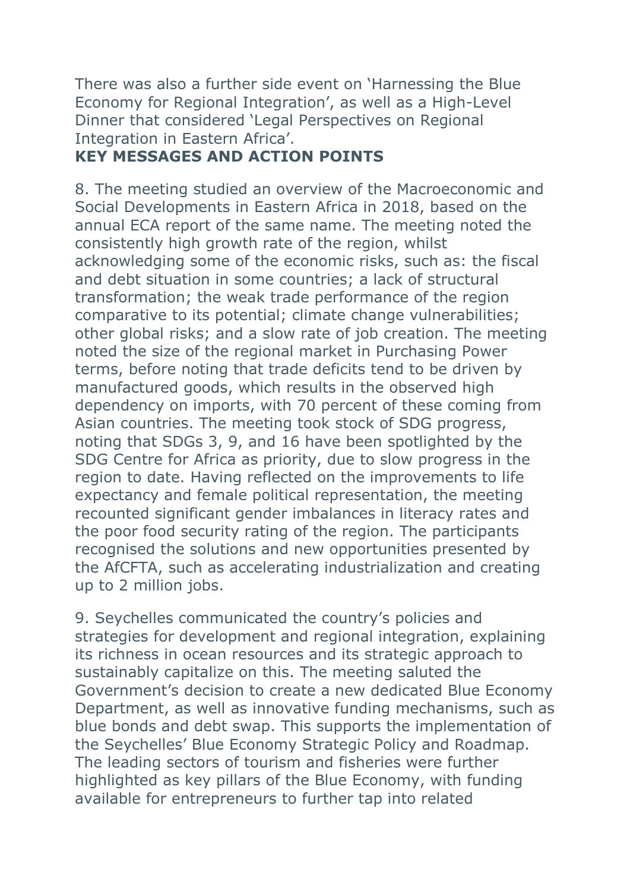There was also a further side event on 'Harnessing the Blue Economy for Regional Integration', as well as a High-Level Dinner that considered 'Legal Perspectives on Regional Integration in Eastern Africa'.

## KEY MESSAGES AND ACTION POINTS

8. The meeting studied an overview of the Macroeconomic and Social Developments in Eastern Africa in 2018, based on the annual ECA report of the same name. The meeting noted the consistently high growth rate of the region, whilst acknowledging some of the economic risks, such as: the fiscal and debt situation in some countries; a lack of structural transformation; the weak trade performance of the region comparative to its potential; climate change vulnerabilities; other global risks; and a slow rate of job creation. The meeting noted the size of the regional market in Purchasing Power terms, before noting that trade deficits tend to be driven by manufactured goods, which results in the observed high dependency on imports, with 70 percent of these coming from Asian countries. The meeting took stock of SDG progress, noting that SDGs 3, 9, and 16 have been spotlighted by the SDG Centre for Africa as priority, due to slow progress in the region to date. Having reflected on the improvements to life expectancy and female political representation, the meeting recounted significant gender imbalances in literacy rates and the poor food security rating of the region. The participants recognised the solutions and new opportunities presented by the AfCFTA, such as accelerating industrialization and creating up to 2 million jobs.

9. Seychelles communicated the country's policies and strategies for development and regional integration, explaining its richness in ocean resources and its strategic approach to sustainably capitalize on this. The meeting saluted the Government's decision to create a new dedicated Blue Economy Department, as well as innovative funding mechanisms, such as blue bonds and debt swap. This supports the implementation of the Seychelles' Blue Economy Strategic Policy and Roadmap. The leading sectors of tourism and fisheries were further highlighted as key pillars of the Blue Economy, with funding available for entrepreneurs to further tap into related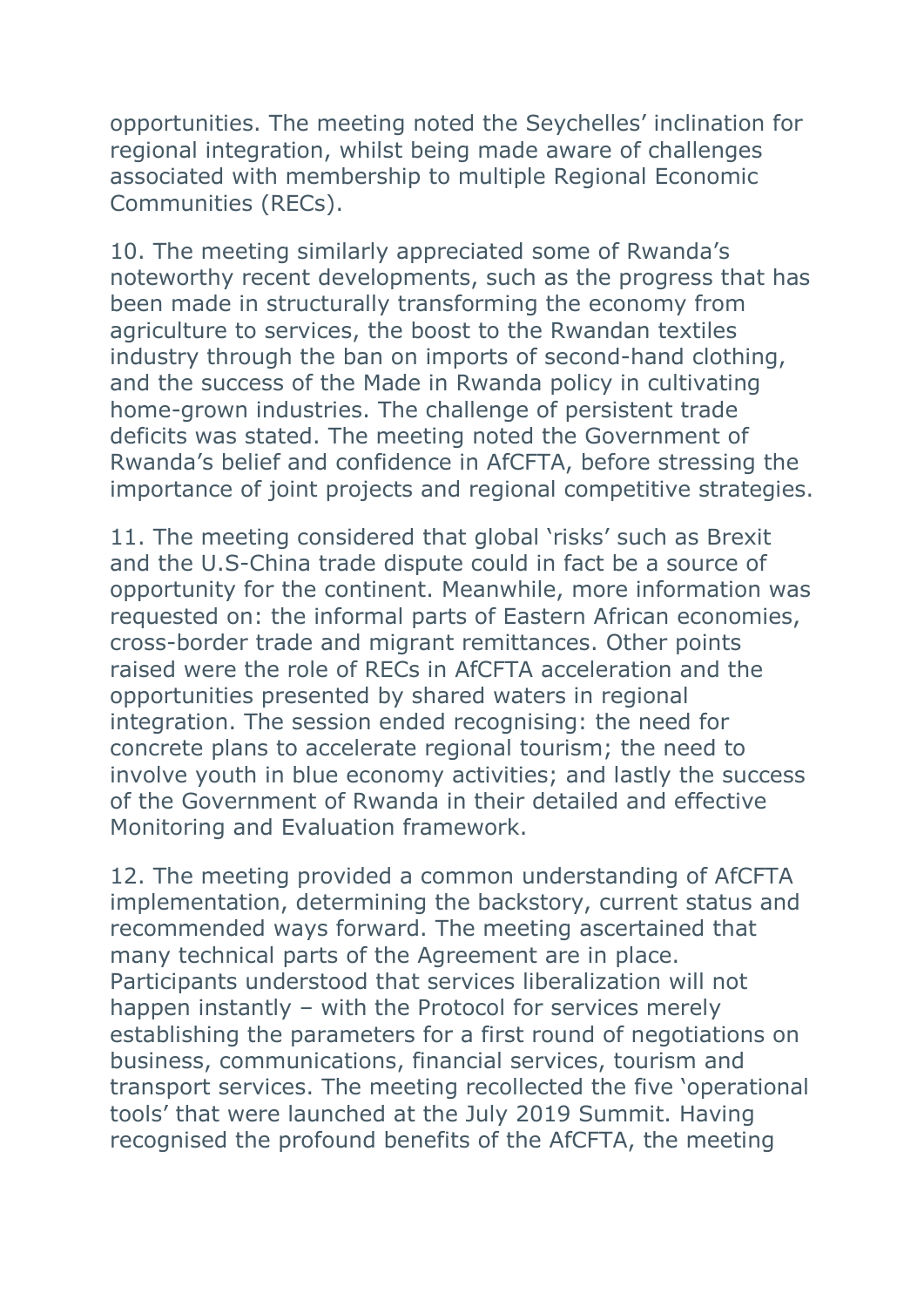opportunities. The meeting noted the Seychelles' inclination for regional integration, whilst being made aware of challenges associated with membership to multiple Regional Economic Communities (RECs).

10. The meeting similarly appreciated some of Rwanda's noteworthy recent developments, such as the progress that has been made in structurally transforming the economy from agriculture to services, the boost to the Rwandan textiles industry through the ban on imports of second-hand clothing, and the success of the Made in Rwanda policy in cultivating home-grown industries. The challenge of persistent trade deficits was stated. The meeting noted the Government of Rwanda's belief and confidence in AfCFTA, before stressing the importance of joint projects and regional competitive strategies.

11. The meeting considered that global 'risks' such as Brexit and the U.S-China trade dispute could in fact be a source of opportunity for the continent. Meanwhile, more information was requested on: the informal parts of Eastern African economies, cross-border trade and migrant remittances. Other points raised were the role of RECs in AfCFTA acceleration and the opportunities presented by shared waters in regional integration. The session ended recognising: the need for concrete plans to accelerate regional tourism; the need to involve youth in blue economy activities; and lastly the success of the Government of Rwanda in their detailed and effective Monitoring and Evaluation framework.

12. The meeting provided a common understanding of AfCFTA implementation, determining the backstory, current status and recommended ways forward. The meeting ascertained that many technical parts of the Agreement are in place. Participants understood that services liberalization will not happen instantly – with the Protocol for services merely establishing the parameters for a first round of negotiations on business, communications, financial services, tourism and transport services. The meeting recollected the five 'operational tools' that were launched at the July 2019 Summit. Having recognised the profound benefits of the AfCFTA, the meeting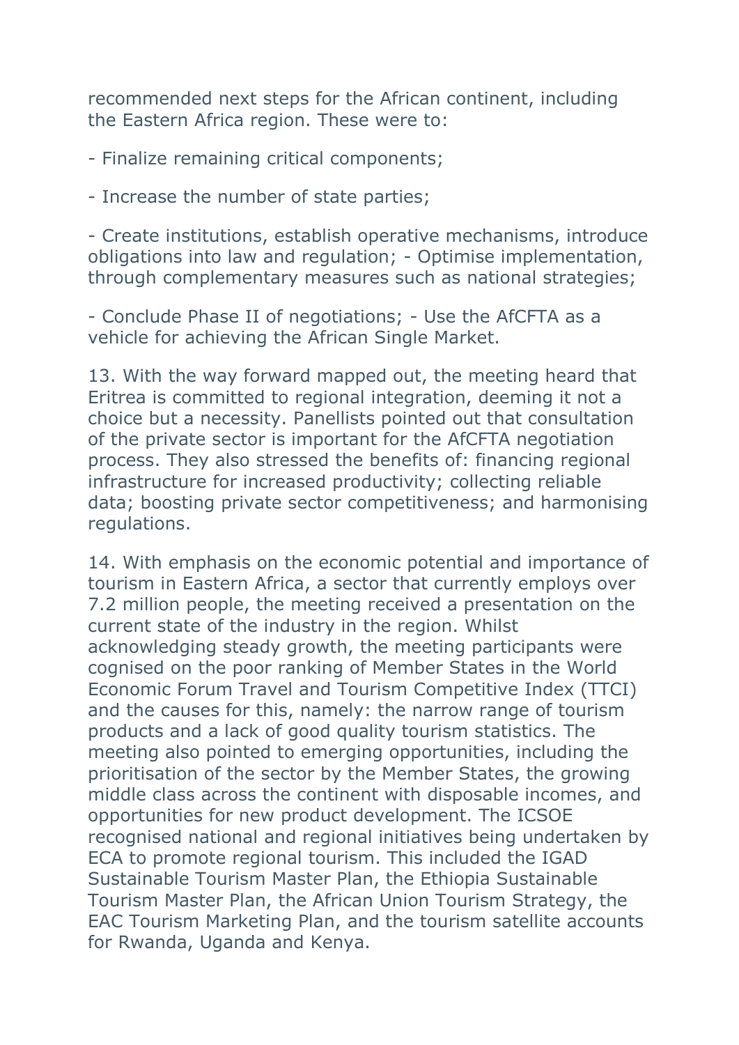recommended next steps for the African continent, including the Eastern Africa region. These were to:

- Finalize remaining critical components;

- Increase the number of state parties;

- Create institutions, establish operative mechanisms, introduce obligations into law and regulation; - Optimise implementation, through complementary measures such as national strategies;

- Conclude Phase II of negotiations; - Use the AfCFTA as a vehicle for achieving the African Single Market.

13. With the way forward mapped out, the meeting heard that Eritrea is committed to regional integration, deeming it not a choice but a necessity. Panellists pointed out that consultation of the private sector is important for the AfCFTA negotiation process. They also stressed the benefits of: financing regional infrastructure for increased productivity; collecting reliable data; boosting private sector competitiveness; and harmonising regulations.

14. With emphasis on the economic potential and importance of tourism in Eastern Africa, a sector that currently employs over 7.2 million people, the meeting received a presentation on the current state of the industry in the region. Whilst acknowledging steady growth, the meeting participants were cognised on the poor ranking of Member States in the World Economic Forum Travel and Tourism Competitive Index (TTCI) and the causes for this, namely: the narrow range of tourism products and a lack of good quality tourism statistics. The meeting also pointed to emerging opportunities, including the prioritisation of the sector by the Member States, the growing middle class across the continent with disposable incomes, and opportunities for new product development. The ICSOE recognised national and regional initiatives being undertaken by ECA to promote regional tourism. This included the IGAD Sustainable Tourism Master Plan, the Ethiopia Sustainable Tourism Master Plan, the African Union Tourism Strategy, the EAC Tourism Marketing Plan, and the tourism satellite accounts for Rwanda, Uganda and Kenya.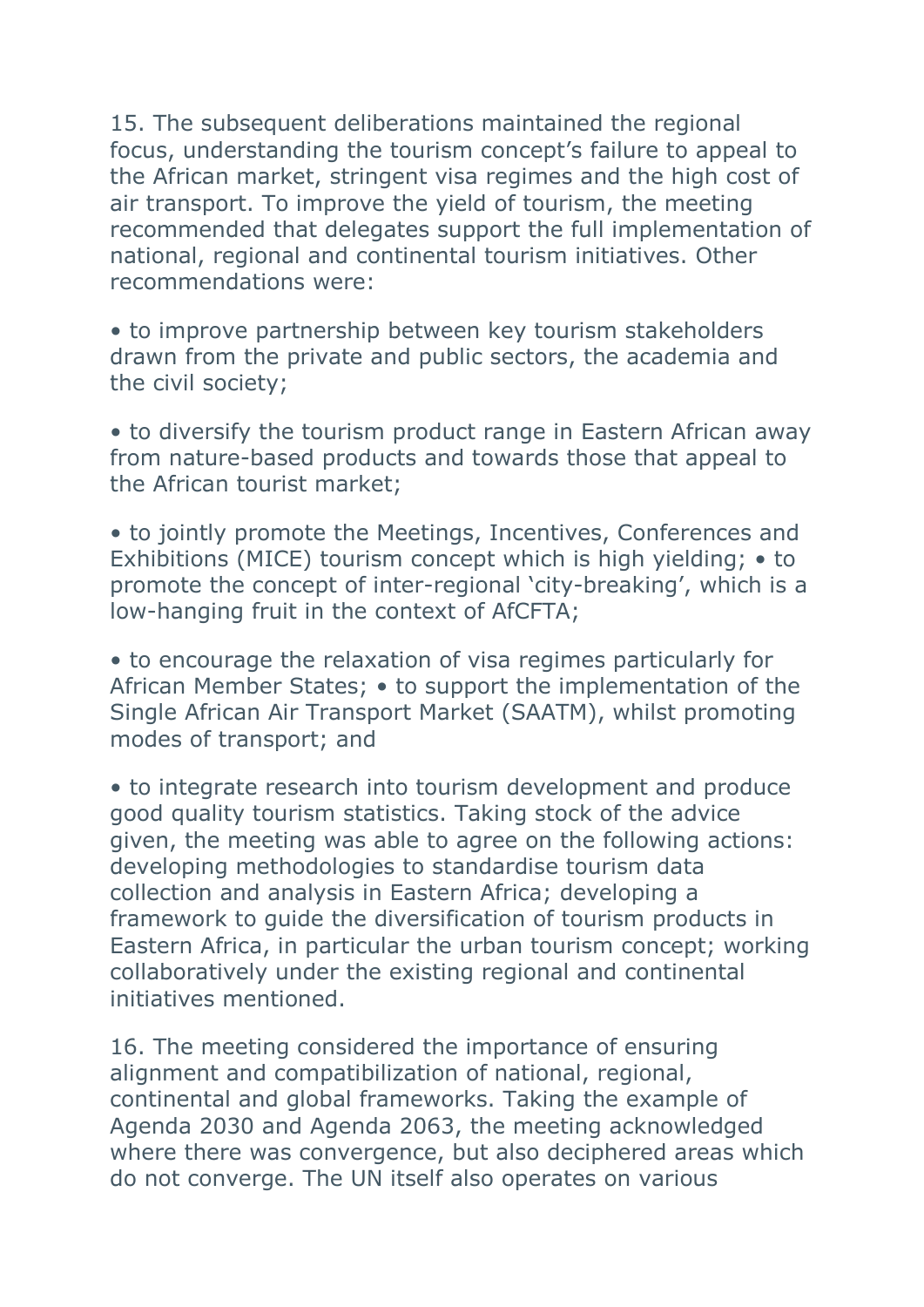15. The subsequent deliberations maintained the regional focus, understanding the tourism concept's failure to appeal to the African market, stringent visa regimes and the high cost of air transport. To improve the yield of tourism, the meeting recommended that delegates support the full implementation of national, regional and continental tourism initiatives. Other recommendations were:

- to improve partnership between key tourism stakeholders drawn from the private and public sectors, the academia and the civil society;
- to diversify the tourism product range in Eastern African away from nature-based products and towards those that appeal to the African tourist market;
- to jointly promote the Meetings, Incentives, Conferences and Exhibitions (MICE) tourism concept which is high yielding;
- to promote the concept of inter-regional 'city-breaking', which is a low-hanging fruit in the context of AfCFTA;
- to encourage the relaxation of visa regimes particularly for African Member States;
- to support the implementation of the Single African Air Transport Market (SAATM), whilst promoting modes of transport; and
- to integrate research into tourism development and produce good quality tourism statistics. Taking stock of the advice given, the meeting was able to agree on the following actions: developing methodologies to standardise tourism data collection and analysis in Eastern Africa; developing a framework to guide the diversification of tourism products in Eastern Africa, in particular the urban tourism concept; working collaboratively under the existing regional and continental initiatives mentioned.

16. The meeting considered the importance of ensuring alignment and compatibilization of national, regional, continental and global frameworks. Taking the example of Agenda 2030 and Agenda 2063, the meeting acknowledged where there was convergence, but also deciphered areas which do not converge. The UN itself also operates on various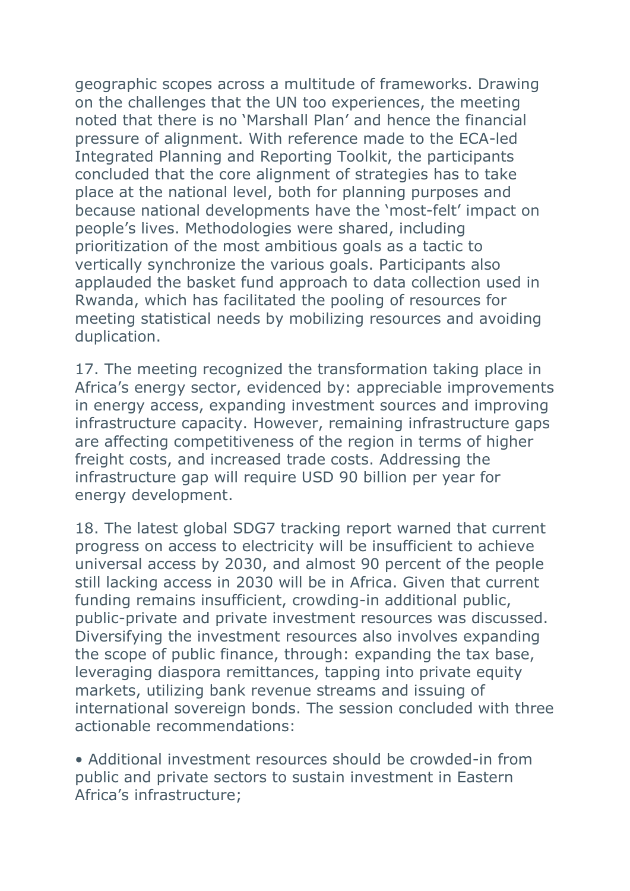geographic scopes across a multitude of frameworks. Drawing on the challenges that the UN too experiences, the meeting noted that there is no 'Marshall Plan' and hence the financial pressure of alignment. With reference made to the ECA-led Integrated Planning and Reporting Toolkit, the participants concluded that the core alignment of strategies has to take place at the national level, both for planning purposes and because national developments have the 'most-felt' impact on people's lives. Methodologies were shared, including prioritization of the most ambitious goals as a tactic to vertically synchronize the various goals. Participants also applauded the basket fund approach to data collection used in Rwanda, which has facilitated the pooling of resources for meeting statistical needs by mobilizing resources and avoiding duplication.

17. The meeting recognized the transformation taking place in Africa's energy sector, evidenced by: appreciable improvements in energy access, expanding investment sources and improving infrastructure capacity. However, remaining infrastructure gaps are affecting competitiveness of the region in terms of higher freight costs, and increased trade costs. Addressing the infrastructure gap will require USD 90 billion per year for energy development.

18. The latest global SDG7 tracking report warned that current progress on access to electricity will be insufficient to achieve universal access by 2030, and almost 90 percent of the people still lacking access in 2030 will be in Africa. Given that current funding remains insufficient, crowding-in additional public, public-private and private investment resources was discussed. Diversifying the investment resources also involves expanding the scope of public finance, through: expanding the tax base, leveraging diaspora remittances, tapping into private equity markets, utilizing bank revenue streams and issuing of international sovereign bonds. The session concluded with three actionable recommendations:

- Additional investment resources should be crowded-in from public and private sectors to sustain investment in Eastern Africa's infrastructure;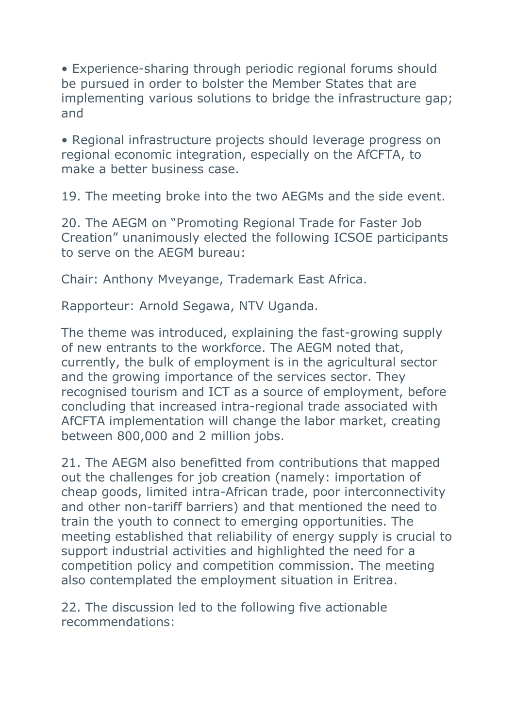- Experience-sharing through periodic regional forums should be pursued in order to bolster the Member States that are implementing various solutions to bridge the infrastructure gap; and

- Regional infrastructure projects should leverage progress on regional economic integration, especially on the AfCFTA, to make a better business case.

19. The meeting broke into the two AEGMs and the side event.

20. The AEGM on “Promoting Regional Trade for Faster Job Creation” unanimously elected the following ICSOE participants to serve on the AEGM bureau:

Chair: Anthony Mveyange, Trademark East Africa.

Rapporteur: Arnold Segawa, NTV Uganda.

The theme was introduced, explaining the fast-growing supply of new entrants to the workforce. The AEGM noted that, currently, the bulk of employment is in the agricultural sector and the growing importance of the services sector. They recognised tourism and ICT as a source of employment, before concluding that increased intra-regional trade associated with AfCFTA implementation will change the labor market, creating between 800,000 and 2 million jobs.

21. The AEGM also benefitted from contributions that mapped out the challenges for job creation (namely: importation of cheap goods, limited intra-African trade, poor interconnectivity and other non-tariff barriers) and that mentioned the need to train the youth to connect to emerging opportunities. The meeting established that reliability of energy supply is crucial to support industrial activities and highlighted the need for a competition policy and competition commission. The meeting also contemplated the employment situation in Eritrea.

22. The discussion led to the following five actionable recommendations: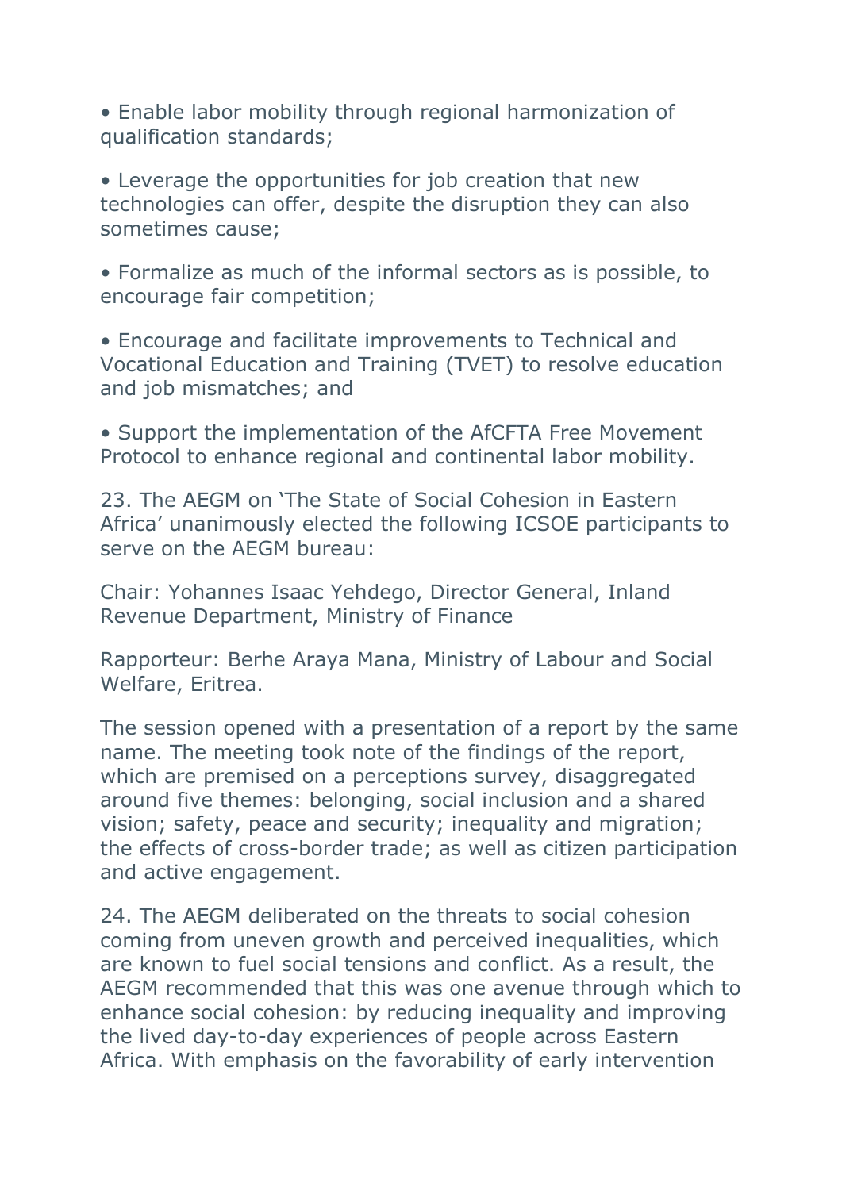- Enable labor mobility through regional harmonization of qualification standards;

- Leverage the opportunities for job creation that new technologies can offer, despite the disruption they can also sometimes cause;

- Formalize as much of the informal sectors as is possible, to encourage fair competition;

- Encourage and facilitate improvements to Technical and Vocational Education and Training (TVET) to resolve education and job mismatches; and

- Support the implementation of the AfCFTA Free Movement Protocol to enhance regional and continental labor mobility.

23. The AEGM on 'The State of Social Cohesion in Eastern Africa' unanimously elected the following ICSOE participants to serve on the AEGM bureau:

Chair: Yohannes Isaac Yehdego, Director General, Inland Revenue Department, Ministry of Finance

Rapporteur: Berhe Araya Mana, Ministry of Labour and Social Welfare, Eritrea.

The session opened with a presentation of a report by the same name. The meeting took note of the findings of the report, which are premised on a perceptions survey, disaggregated around five themes: belonging, social inclusion and a shared vision; safety, peace and security; inequality and migration; the effects of cross-border trade; as well as citizen participation and active engagement.

24. The AEGM deliberated on the threats to social cohesion coming from uneven growth and perceived inequalities, which are known to fuel social tensions and conflict. As a result, the AEGM recommended that this was one avenue through which to enhance social cohesion: by reducing inequality and improving the lived day-to-day experiences of people across Eastern Africa. With emphasis on the favorability of early intervention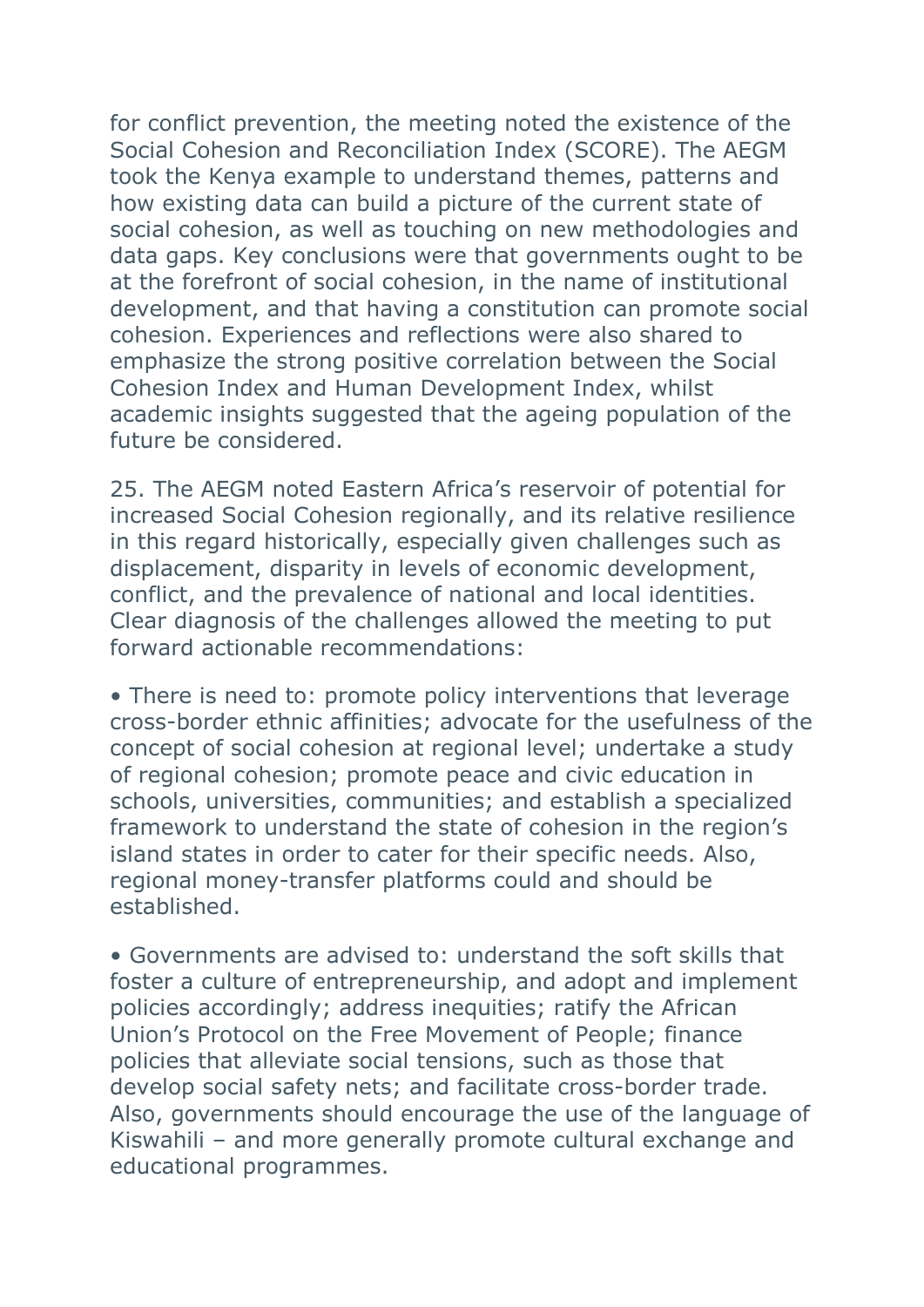for conflict prevention, the meeting noted the existence of the Social Cohesion and Reconciliation Index (SCORE). The AEGM took the Kenya example to understand themes, patterns and how existing data can build a picture of the current state of social cohesion, as well as touching on new methodologies and data gaps. Key conclusions were that governments ought to be at the forefront of social cohesion, in the name of institutional development, and that having a constitution can promote social cohesion. Experiences and reflections were also shared to emphasize the strong positive correlation between the Social Cohesion Index and Human Development Index, whilst academic insights suggested that the ageing population of the future be considered.

25. The AEGM noted Eastern Africa's reservoir of potential for increased Social Cohesion regionally, and its relative resilience in this regard historically, especially given challenges such as displacement, disparity in levels of economic development, conflict, and the prevalence of national and local identities. Clear diagnosis of the challenges allowed the meeting to put forward actionable recommendations:

- There is need to: promote policy interventions that leverage cross-border ethnic affinities; advocate for the usefulness of the concept of social cohesion at regional level; undertake a study of regional cohesion; promote peace and civic education in schools, universities, communities; and establish a specialized framework to understand the state of cohesion in the region's island states in order to cater for their specific needs. Also, regional money-transfer platforms could and should be established.

- Governments are advised to: understand the soft skills that foster a culture of entrepreneurship, and adopt and implement policies accordingly; address inequities; ratify the African Union's Protocol on the Free Movement of People; finance policies that alleviate social tensions, such as those that develop social safety nets; and facilitate cross-border trade. Also, governments should encourage the use of the language of Kiswahili – and more generally promote cultural exchange and educational programmes.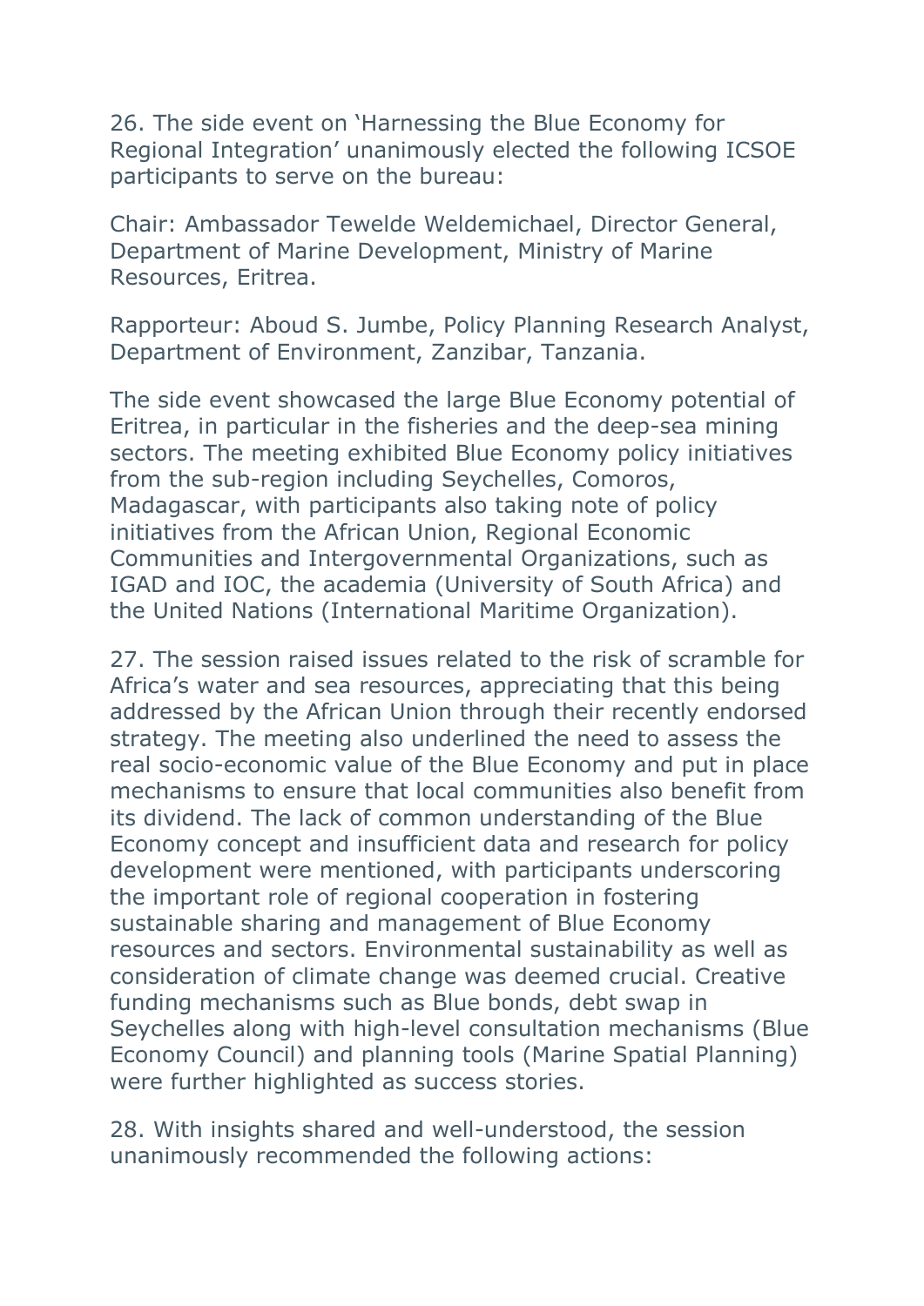26. The side event on 'Harnessing the Blue Economy for Regional Integration' unanimously elected the following ICSOE participants to serve on the bureau:

Chair: Ambassador Tewelde Weldemichael, Director General, Department of Marine Development, Ministry of Marine Resources, Eritrea.

Rapporteur: Aboud S. Jumbe, Policy Planning Research Analyst, Department of Environment, Zanzibar, Tanzania.

The side event showcased the large Blue Economy potential of Eritrea, in particular in the fisheries and the deep-sea mining sectors. The meeting exhibited Blue Economy policy initiatives from the sub-region including Seychelles, Comoros, Madagascar, with participants also taking note of policy initiatives from the African Union, Regional Economic Communities and Intergovernmental Organizations, such as IGAD and IOC, the academia (University of South Africa) and the United Nations (International Maritime Organization).

27. The session raised issues related to the risk of scramble for Africa's water and sea resources, appreciating that this being addressed by the African Union through their recently endorsed strategy. The meeting also underlined the need to assess the real socio-economic value of the Blue Economy and put in place mechanisms to ensure that local communities also benefit from its dividend. The lack of common understanding of the Blue Economy concept and insufficient data and research for policy development were mentioned, with participants underscoring the important role of regional cooperation in fostering sustainable sharing and management of Blue Economy resources and sectors. Environmental sustainability as well as consideration of climate change was deemed crucial. Creative funding mechanisms such as Blue bonds, debt swap in Seychelles along with high-level consultation mechanisms (Blue Economy Council) and planning tools (Marine Spatial Planning) were further highlighted as success stories.

28. With insights shared and well-understood, the session unanimously recommended the following actions: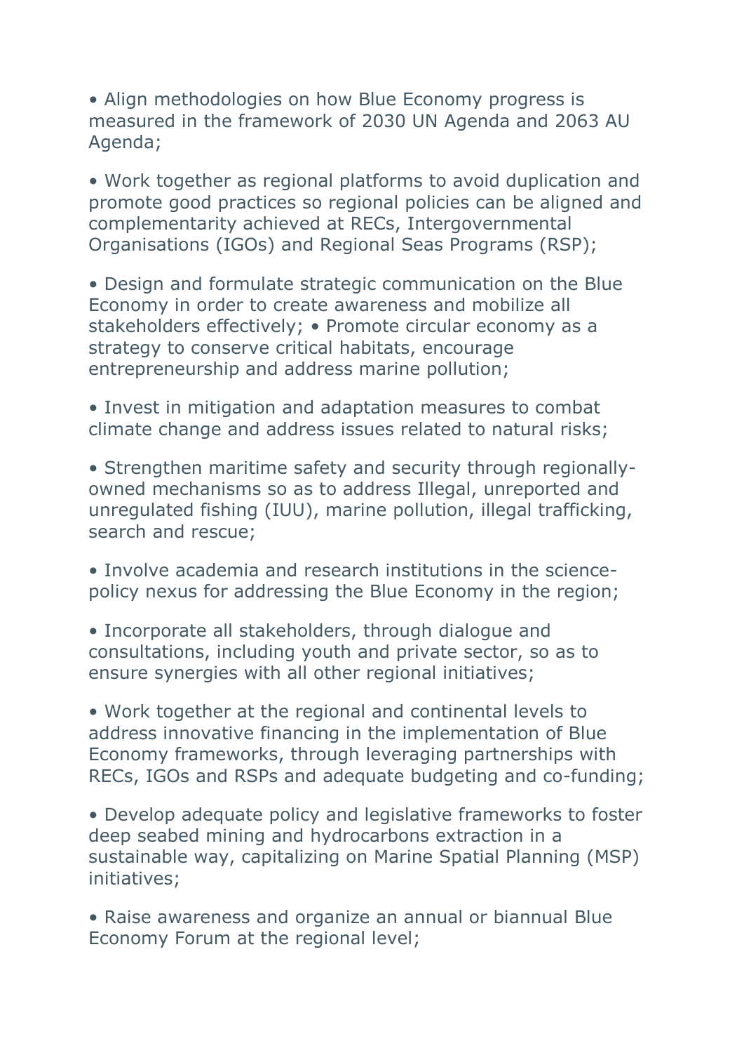- Align methodologies on how Blue Economy progress is measured in the framework of 2030 UN Agenda and 2063 AU Agenda;

- Work together as regional platforms to avoid duplication and promote good practices so regional policies can be aligned and complementarity achieved at RECs, Intergovernmental Organisations (IGOs) and Regional Seas Programs (RSP);

- Design and formulate strategic communication on the Blue Economy in order to create awareness and mobilize all stakeholders effectively;
- Promote circular economy as a strategy to conserve critical habitats, encourage entrepreneurship and address marine pollution;

- Invest in mitigation and adaptation measures to combat climate change and address issues related to natural risks;

- Strengthen maritime safety and security through regionally-owned mechanisms so as to address Illegal, unreported and unregulated fishing (IUU), marine pollution, illegal trafficking, search and rescue;

- Involve academia and research institutions in the science-policy nexus for addressing the Blue Economy in the region;

- Incorporate all stakeholders, through dialogue and consultations, including youth and private sector, so as to ensure synergies with all other regional initiatives;

- Work together at the regional and continental levels to address innovative financing in the implementation of Blue Economy frameworks, through leveraging partnerships with RECs, IGOs and RSPs and adequate budgeting and co-funding;

- Develop adequate policy and legislative frameworks to foster deep seabed mining and hydrocarbons extraction in a sustainable way, capitalizing on Marine Spatial Planning (MSP) initiatives;

- Raise awareness and organize an annual or biannual Blue Economy Forum at the regional level;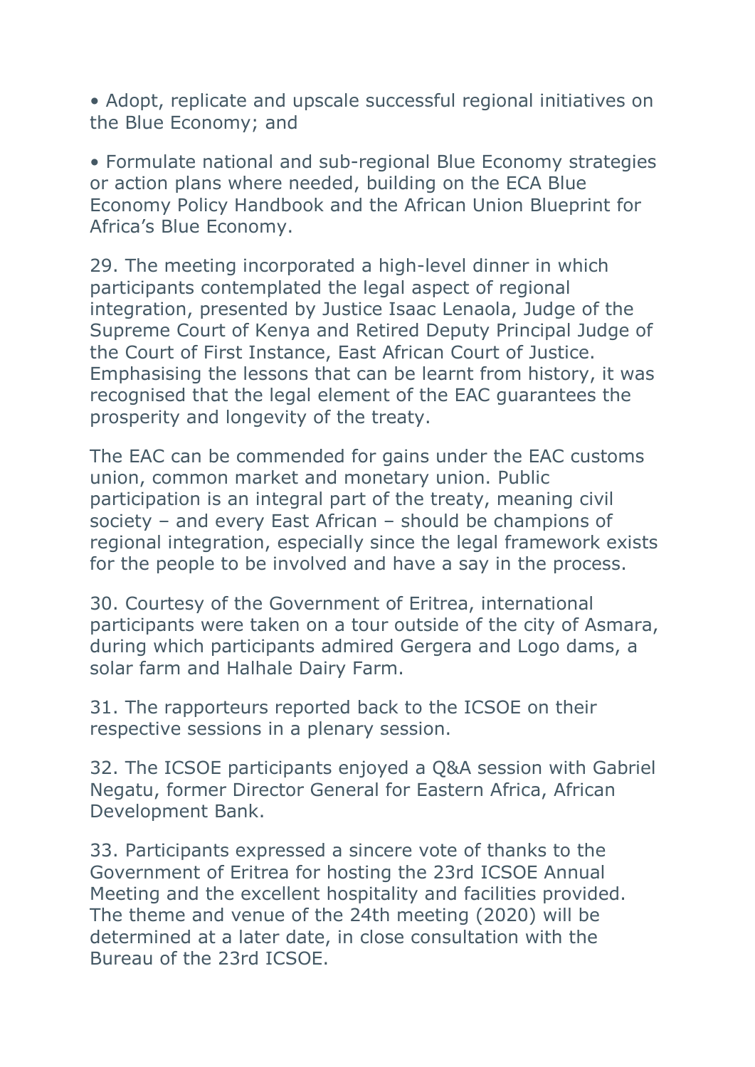- Adopt, replicate and upscale successful regional initiatives on the Blue Economy; and

- Formulate national and sub-regional Blue Economy strategies or action plans where needed, building on the ECA Blue Economy Policy Handbook and the African Union Blueprint for Africa's Blue Economy.

29. The meeting incorporated a high-level dinner in which participants contemplated the legal aspect of regional integration, presented by Justice Isaac Lenaola, Judge of the Supreme Court of Kenya and Retired Deputy Principal Judge of the Court of First Instance, East African Court of Justice. Emphasising the lessons that can be learnt from history, it was recognised that the legal element of the EAC guarantees the prosperity and longevity of the treaty.

The EAC can be commended for gains under the EAC customs union, common market and monetary union. Public participation is an integral part of the treaty, meaning civil society – and every East African – should be champions of regional integration, especially since the legal framework exists for the people to be involved and have a say in the process.

30. Courtesy of the Government of Eritrea, international participants were taken on a tour outside of the city of Asmara, during which participants admired Gergera and Logo dams, a solar farm and Halhale Dairy Farm.

31. The rapporteurs reported back to the ICSOE on their respective sessions in a plenary session.

32. The ICSOE participants enjoyed a Q&A session with Gabriel Negatu, former Director General for Eastern Africa, African Development Bank.

33. Participants expressed a sincere vote of thanks to the Government of Eritrea for hosting the 23rd ICSOE Annual Meeting and the excellent hospitality and facilities provided. The theme and venue of the 24th meeting (2020) will be determined at a later date, in close consultation with the Bureau of the 23rd ICSOE.